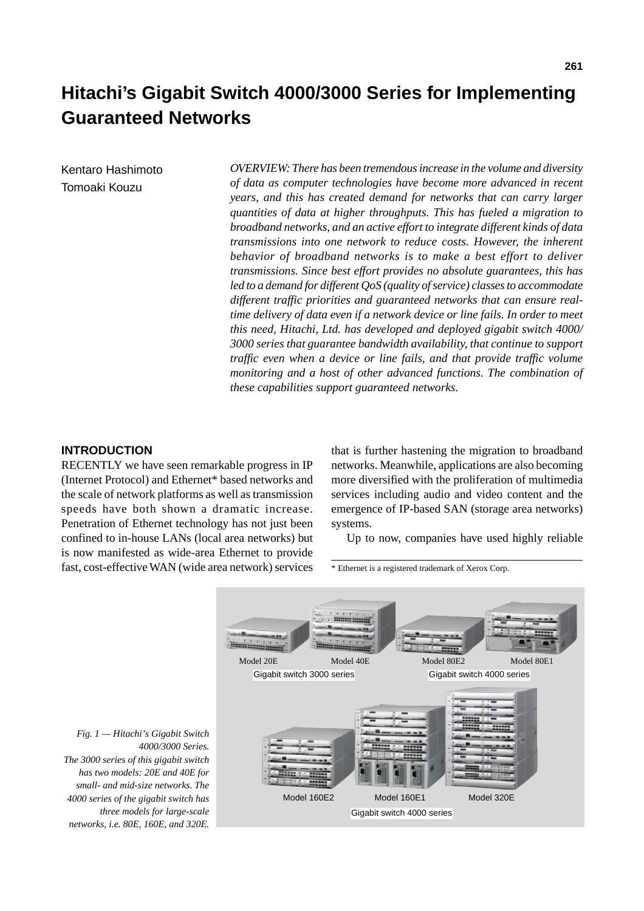# Hitachi's Gigabit Switch 4000/3000 Series for Implementing Guaranteed Networks

Kentaro Hashimoto
Tomoaki Kouzu

*OVERVIEW: There has been tremendous increase in the volume and diversity of data as computer technologies have become more advanced in recent years, and this has created demand for networks that can carry larger quantities of data at higher throughputs. This has fueled a migration to broadband networks, and an active effort to integrate different kinds of data transmissions into one network to reduce costs. However, the inherent behavior of broadband networks is to make a best effort to deliver transmissions. Since best effort provides no absolute guarantees, this has led to a demand for different QoS (quality of service) classes to accommodate different traffic priorities and guaranteed networks that can ensure real-time delivery of data even if a network device or line fails. In order to meet this need, Hitachi, Ltd. has developed and deployed gigabit switch 4000/3000 series that guarantee bandwidth availability, that continue to support traffic even when a device or line fails, and that provide traffic volume monitoring and a host of other advanced functions. The combination of these capabilities support guaranteed networks.*

## INTRODUCTION

RECENTLY we have seen remarkable progress in IP (Internet Protocol) and Ethernet* based networks and the scale of network platforms as well as transmission speeds have both shown a dramatic increase. Penetration of Ethernet technology has not just been confined to in-house LANs (local area networks) but is now manifested as wide-area Ethernet to provide fast, cost-effective WAN (wide area network) services that is further hastening the migration to broadband networks. Meanwhile, applications are also becoming more diversified with the proliferation of multimedia services including audio and video content and the emergence of IP-based SAN (storage area networks) systems.

Up to now, companies have used highly reliable

\* Ethernet is a registered trademark of Xerox Corp.

Model 20E Model 40E Model 80E2 Model 80E1
Gigabit switch 3000 series Gigabit switch 4000 series
Model 160E2 Model 160E1 Model 320E
Gigabit switch 4000 series

*Fig. 1 — Hitachi's Gigabit Switch 4000/3000 Series.*
*The 3000 series of this gigabit switch has two models: 20E and 40E for small- and mid-size networks. The 4000 series of the gigabit switch has three models for large-scale networks, i.e. 80E, 160E, and 320E.*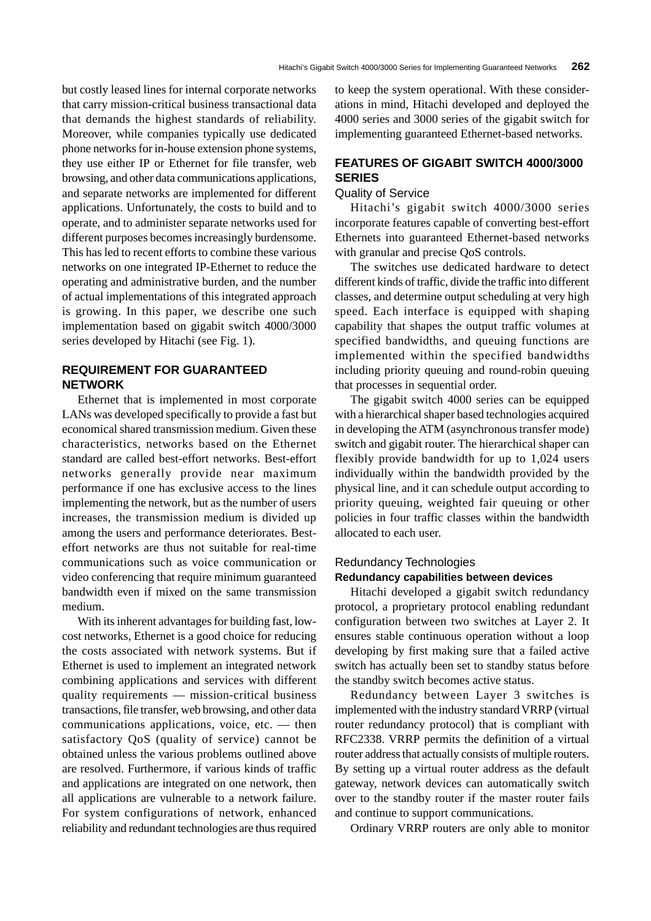but costly leased lines for internal corporate networks that carry mission-critical business transactional data that demands the highest standards of reliability. Moreover, while companies typically use dedicated phone networks for in-house extension phone systems, they use either IP or Ethernet for file transfer, web browsing, and other data communications applications, and separate networks are implemented for different applications. Unfortunately, the costs to build and to operate, and to administer separate networks used for different purposes becomes increasingly burdensome. This has led to recent efforts to combine these various networks on one integrated IP-Ethernet to reduce the operating and administrative burden, and the number of actual implementations of this integrated approach is growing. In this paper, we describe one such implementation based on gigabit switch 4000/3000 series developed by Hitachi (see Fig. 1).

## REQUIREMENT FOR GUARANTEED NETWORK

Ethernet that is implemented in most corporate LANs was developed specifically to provide a fast but economical shared transmission medium. Given these characteristics, networks based on the Ethernet standard are called best-effort networks. Best-effort networks generally provide near maximum performance if one has exclusive access to the lines implementing the network, but as the number of users increases, the transmission medium is divided up among the users and performance deteriorates. Best-effort networks are thus not suitable for real-time communications such as voice communication or video conferencing that require minimum guaranteed bandwidth even if mixed on the same transmission medium.

With its inherent advantages for building fast, low-cost networks, Ethernet is a good choice for reducing the costs associated with network systems. But if Ethernet is used to implement an integrated network combining applications and services with different quality requirements — mission-critical business transactions, file transfer, web browsing, and other data communications applications, voice, etc. — then satisfactory QoS (quality of service) cannot be obtained unless the various problems outlined above are resolved. Furthermore, if various kinds of traffic and applications are integrated on one network, then all applications are vulnerable to a network failure. For system configurations of network, enhanced reliability and redundant technologies are thus required to keep the system operational. With these considerations in mind, Hitachi developed and deployed the 4000 series and 3000 series of the gigabit switch for implementing guaranteed Ethernet-based networks.

## FEATURES OF GIGABIT SWITCH 4000/3000 SERIES

### Quality of Service

Hitachi's gigabit switch 4000/3000 series incorporate features capable of converting best-effort Ethernets into guaranteed Ethernet-based networks with granular and precise QoS controls.

The switches use dedicated hardware to detect different kinds of traffic, divide the traffic into different classes, and determine output scheduling at very high speed. Each interface is equipped with shaping capability that shapes the output traffic volumes at specified bandwidths, and queuing functions are implemented within the specified bandwidths including priority queuing and round-robin queuing that processes in sequential order.

The gigabit switch 4000 series can be equipped with a hierarchical shaper based technologies acquired in developing the ATM (asynchronous transfer mode) switch and gigabit router. The hierarchical shaper can flexibly provide bandwidth for up to 1,024 users individually within the bandwidth provided by the physical line, and it can schedule output according to priority queuing, weighted fair queuing or other policies in four traffic classes within the bandwidth allocated to each user.

### Redundancy Technologies

#### Redundancy capabilities between devices

Hitachi developed a gigabit switch redundancy protocol, a proprietary protocol enabling redundant configuration between two switches at Layer 2. It ensures stable continuous operation without a loop developing by first making sure that a failed active switch has actually been set to standby status before the standby switch becomes active status.

Redundancy between Layer 3 switches is implemented with the industry standard VRRP (virtual router redundancy protocol) that is compliant with RFC2338. VRRP permits the definition of a virtual router address that actually consists of multiple routers. By setting up a virtual router address as the default gateway, network devices can automatically switch over to the standby router if the master router fails and continue to support communications.

Ordinary VRRP routers are only able to monitor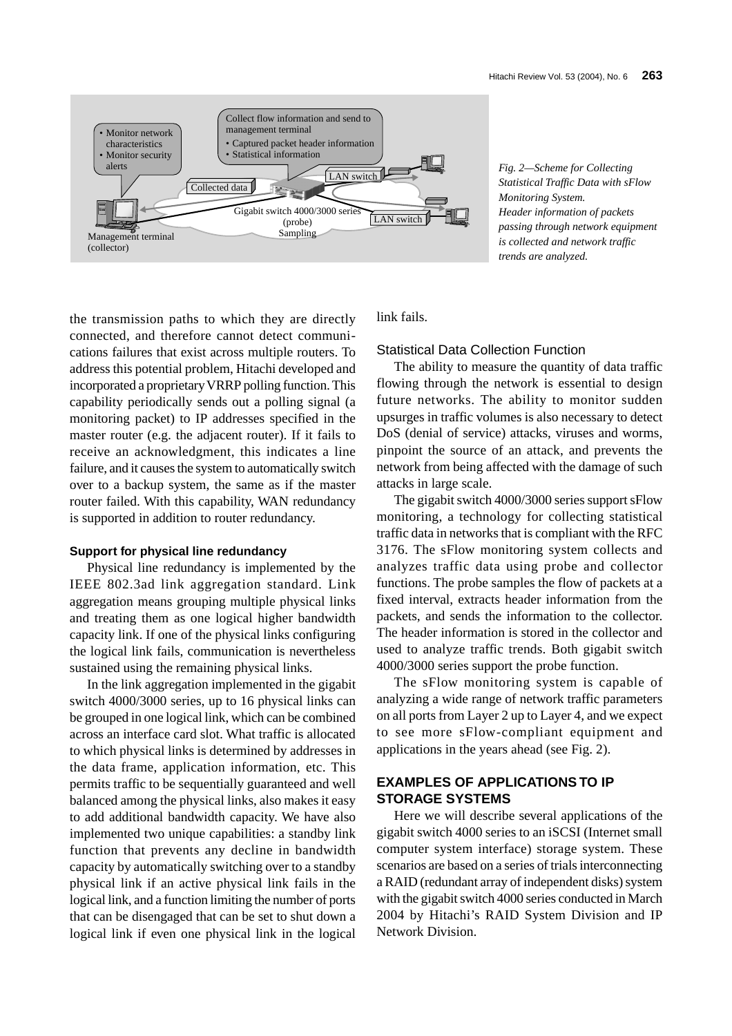Fig. 2—Scheme for Collecting Statistical Traffic Data with sFlow Monitoring System.
Header information of packets passing through network equipment is collected and network traffic trends are analyzed.

the transmission paths to which they are directly connected, and therefore cannot detect communications failures that exist across multiple routers. To address this potential problem, Hitachi developed and incorporated a proprietary VRRP polling function. This capability periodically sends out a polling signal (a monitoring packet) to IP addresses specified in the master router (e.g. the adjacent router). If it fails to receive an acknowledgment, this indicates a line failure, and it causes the system to automatically switch over to a backup system, the same as if the master router failed. With this capability, WAN redundancy is supported in addition to router redundancy.

#### Support for physical line redundancy

Physical line redundancy is implemented by the IEEE 802.3ad link aggregation standard. Link aggregation means grouping multiple physical links and treating them as one logical higher bandwidth capacity link. If one of the physical links configuring the logical link fails, communication is nevertheless sustained using the remaining physical links.

In the link aggregation implemented in the gigabit switch 4000/3000 series, up to 16 physical links can be grouped in one logical link, which can be combined across an interface card slot. What traffic is allocated to which physical links is determined by addresses in the data frame, application information, etc. This permits traffic to be sequentially guaranteed and well balanced among the physical links, also makes it easy to add additional bandwidth capacity. We have also implemented two unique capabilities: a standby link function that prevents any decline in bandwidth capacity by automatically switching over to a standby physical link if an active physical link fails in the logical link, and a function limiting the number of ports that can be disengaged that can be set to shut down a logical link if even one physical link in the logical link fails.

### Statistical Data Collection Function

The ability to measure the quantity of data traffic flowing through the network is essential to design future networks. The ability to monitor sudden upsurges in traffic volumes is also necessary to detect DoS (denial of service) attacks, viruses and worms, pinpoint the source of an attack, and prevents the network from being affected with the damage of such attacks in large scale.

The gigabit switch 4000/3000 series support sFlow monitoring, a technology for collecting statistical traffic data in networks that is compliant with the RFC 3176. The sFlow monitoring system collects and analyzes traffic data using probe and collector functions. The probe samples the flow of packets at a fixed interval, extracts header information from the packets, and sends the information to the collector. The header information is stored in the collector and used to analyze traffic trends. Both gigabit switch 4000/3000 series support the probe function.

The sFlow monitoring system is capable of analyzing a wide range of network traffic parameters on all ports from Layer 2 up to Layer 4, and we expect to see more sFlow-compliant equipment and applications in the years ahead (see Fig. 2).

## EXAMPLES OF APPLICATIONS TO IP STORAGE SYSTEMS

Here we will describe several applications of the gigabit switch 4000 series to an iSCSI (Internet small computer system interface) storage system. These scenarios are based on a series of trials interconnecting a RAID (redundant array of independent disks) system with the gigabit switch 4000 series conducted in March 2004 by Hitachi's RAID System Division and IP Network Division.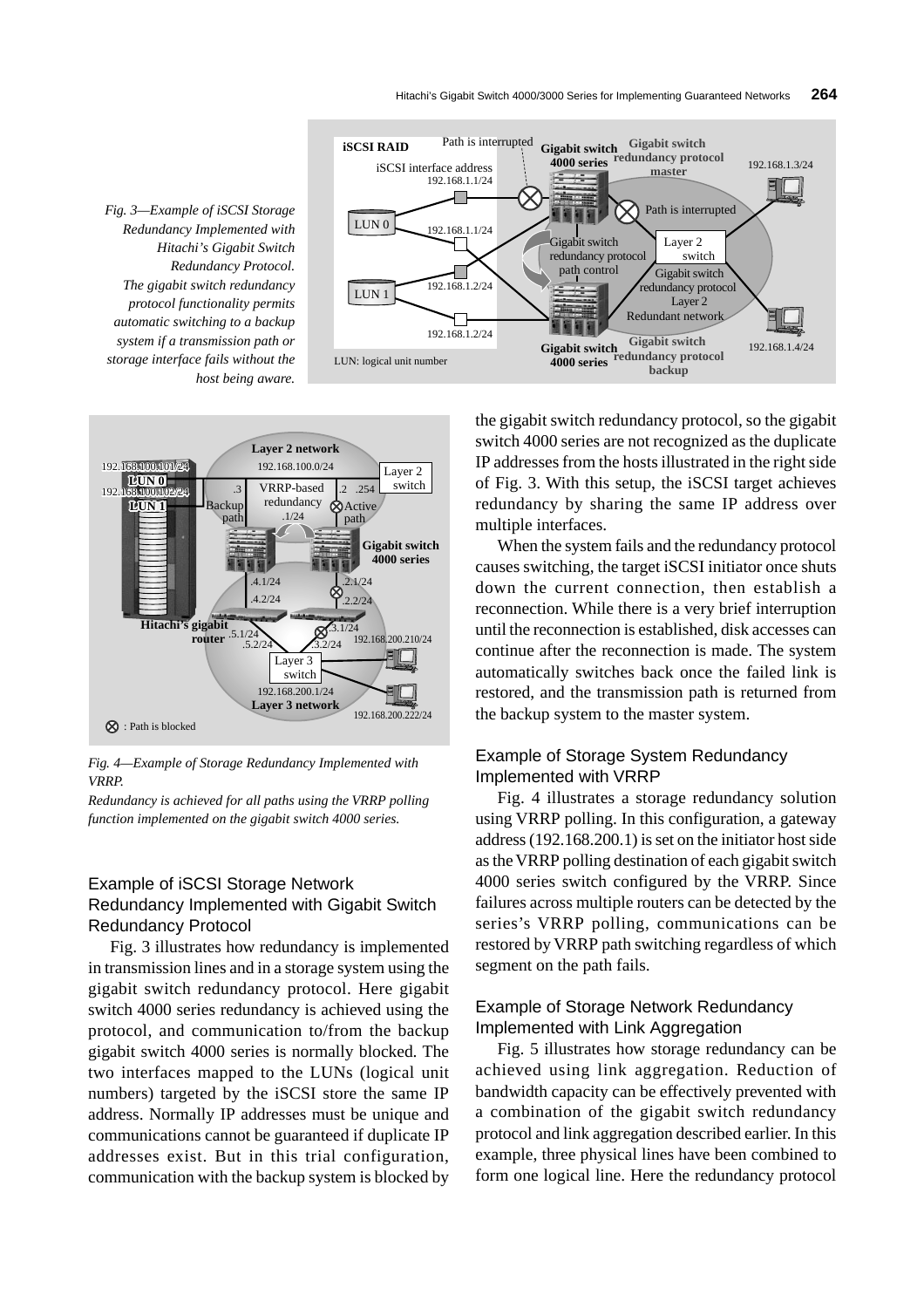*Fig. 3—Example of iSCSI Storage Redundancy Implemented with Hitachi's Gigabit Switch Redundancy Protocol.*
*The gigabit switch redundancy protocol functionality permits automatic switching to a backup system if a transmission path or storage interface fails without the host being aware.*

*Fig. 4—Example of Storage Redundancy Implemented with VRRP.*
*Redundancy is achieved for all paths using the VRRP polling function implemented on the gigabit switch 4000 series.*

## Example of iSCSI Storage Network Redundancy Implemented with Gigabit Switch Redundancy Protocol

Fig. 3 illustrates how redundancy is implemented in transmission lines and in a storage system using the gigabit switch redundancy protocol. Here gigabit switch 4000 series redundancy is achieved using the protocol, and communication to/from the backup gigabit switch 4000 series is normally blocked. The two interfaces mapped to the LUNs (logical unit numbers) targeted by the iSCSI store the same IP address. Normally IP addresses must be unique and communications cannot be guaranteed if duplicate IP addresses exist. But in this trial configuration, communication with the backup system is blocked by the gigabit switch redundancy protocol, so the gigabit switch 4000 series are not recognized as the duplicate IP addresses from the hosts illustrated in the right side of Fig. 3. With this setup, the iSCSI target achieves redundancy by sharing the same IP address over multiple interfaces.

When the system fails and the redundancy protocol causes switching, the target iSCSI initiator once shuts down the current connection, then establish a reconnection. While there is a very brief interruption until the reconnection is established, disk accesses can continue after the reconnection is made. The system automatically switches back once the failed link is restored, and the transmission path is returned from the backup system to the master system.

## Example of Storage System Redundancy Implemented with VRRP

Fig. 4 illustrates a storage redundancy solution using VRRP polling. In this configuration, a gateway address (192.168.200.1) is set on the initiator host side as the VRRP polling destination of each gigabit switch 4000 series switch configured by the VRRP. Since failures across multiple routers can be detected by the series's VRRP polling, communications can be restored by VRRP path switching regardless of which segment on the path fails.

## Example of Storage Network Redundancy Implemented with Link Aggregation

Fig. 5 illustrates how storage redundancy can be achieved using link aggregation. Reduction of bandwidth capacity can be effectively prevented with a combination of the gigabit switch redundancy protocol and link aggregation described earlier. In this example, three physical lines have been combined to form one logical line. Here the redundancy protocol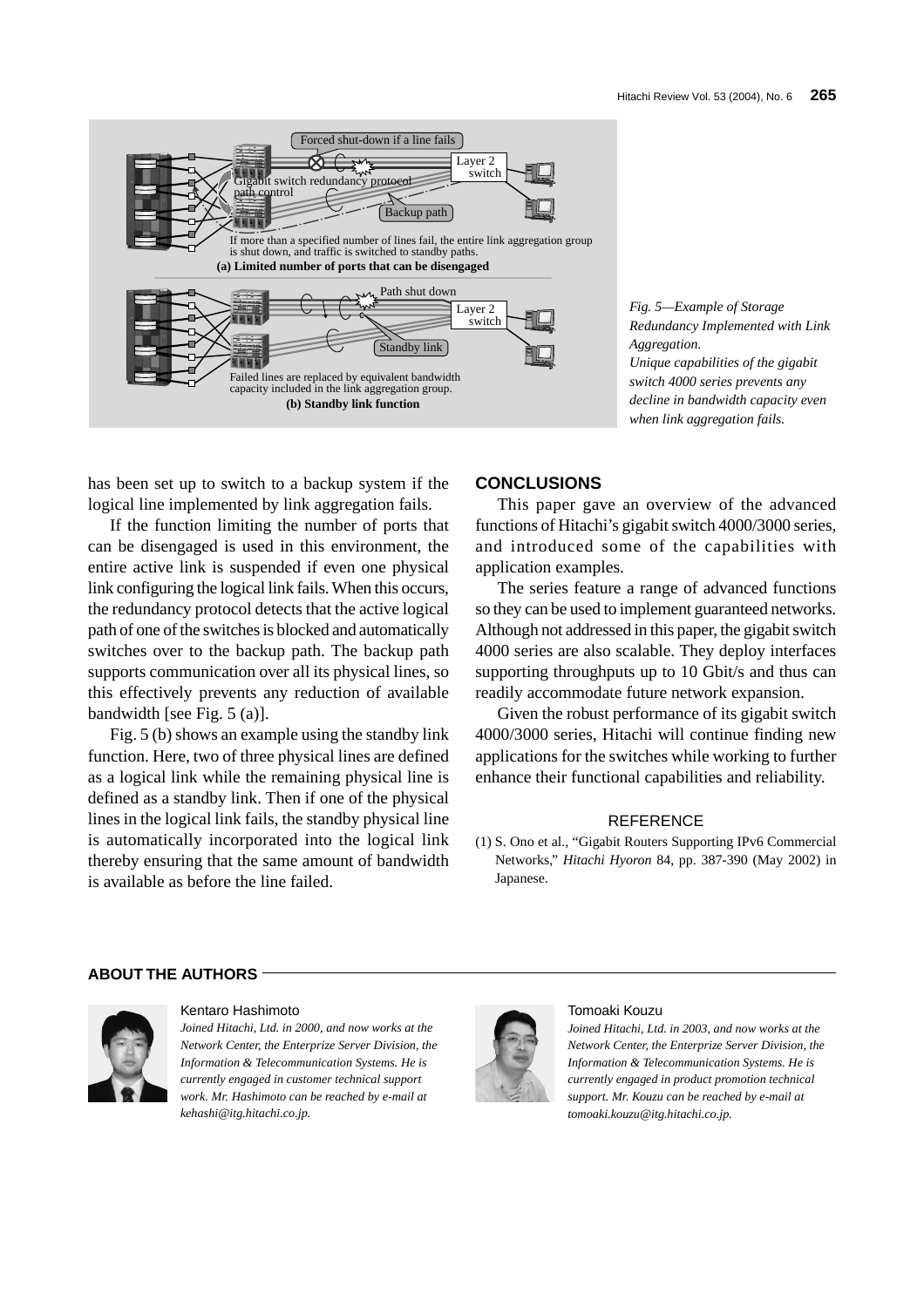Forced shut-down if a line fails

Layer 2 switch

Gigabit switch redundancy protocol path control

Backup path

If more than a specified number of lines fail, the entire link aggregation group is shut down, and traffic is switched to standby paths.

**(a) Limited number of ports that can be disengaged**

Path shut down

Layer 2 switch

Standby link

Failed lines are replaced by equivalent bandwidth capacity included in the link aggregation group.

**(b) Standby link function**

*Fig. 5—Example of Storage Redundancy Implemented with Link Aggregation.*
*Unique capabilities of the gigabit switch 4000 series prevents any decline in bandwidth capacity even when link aggregation fails.*

has been set up to switch to a backup system if the logical line implemented by link aggregation fails.

If the function limiting the number of ports that can be disengaged is used in this environment, the entire active link is suspended if even one physical link configuring the logical link fails. When this occurs, the redundancy protocol detects that the active logical path of one of the switches is blocked and automatically switches over to the backup path. The backup path supports communication over all its physical lines, so this effectively prevents any reduction of available bandwidth [see Fig. 5 (a)].

Fig. 5 (b) shows an example using the standby link function. Here, two of three physical lines are defined as a logical link while the remaining physical line is defined as a standby link. Then if one of the physical lines in the logical link fails, the standby physical line is automatically incorporated into the logical link thereby ensuring that the same amount of bandwidth is available as before the line failed.

## CONCLUSIONS

This paper gave an overview of the advanced functions of Hitachi's gigabit switch 4000/3000 series, and introduced some of the capabilities with application examples.

The series feature a range of advanced functions so they can be used to implement guaranteed networks. Although not addressed in this paper, the gigabit switch 4000 series are also scalable. They deploy interfaces supporting throughputs up to 10 Gbit/s and thus can readily accommodate future network expansion.

Given the robust performance of its gigabit switch 4000/3000 series, Hitachi will continue finding new applications for the switches while working to further enhance their functional capabilities and reliability.

### REFERENCE

(1) S. Ono et al., "Gigabit Routers Supporting IPv6 Commercial Networks," *Hitachi Hyoron* 84, pp. 387-390 (May 2002) in Japanese.

## ABOUT THE AUTHORS

**Kentaro Hashimoto**

*Joined Hitachi, Ltd. in 2000, and now works at the Network Center, the Enterprize Server Division, the Information & Telecommunication Systems. He is currently engaged in customer technical support work. Mr. Hashimoto can be reached by e-mail at kehashi@itg.hitachi.co.jp.*

**Tomoaki Kouzu**

*Joined Hitachi, Ltd. in 2003, and now works at the Network Center, the Enterprize Server Division, the Information & Telecommunication Systems. He is currently engaged in product promotion technical support. Mr. Kouzu can be reached by e-mail at tomoaki.kouzu@itg.hitachi.co.jp.*